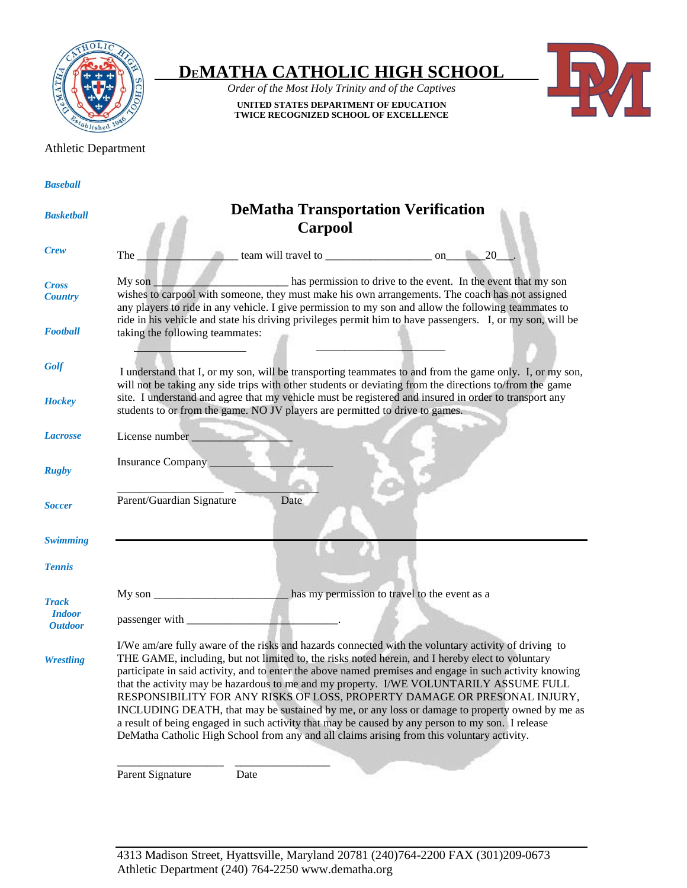# DeMatha Catholic High School

*Order of the Most Holy Trinity and of the Captives*

**UNITED STATES DEPARTMENT OF EDUCATION**
**TWICE RECOGNIZED SCHOOL OF EXCELLENCE**

Athletic Department

***Baseball***

***Basketball***

***Crew***

***Cross Country***

***Football***

***Golf***

***Hockey***

***Lacrosse***

***Rugby***

***Soccer***

***Swimming***

***Tennis***

***Track***
***Indoor***
***Outdoor***

***Wrestling***

## DeMatha Transportation Verification
## Carpool

The ________________ team will travel to __________________ on_______20___.

My son ______________________ has permission to drive to the event. In the event that my son wishes to carpool with someone, they must make his own arrangements. The coach has not assigned any players to ride in any vehicle. I give permission to my son and allow the following teammates to ride in his vehicle and state his driving privileges permit him to have passengers. I, or my son, will be taking the following teammates:

___________________ ______________________

I understand that I, or my son, will be transporting teammates to and from the game only. I, or my son, will not be taking any side trips with other students or deviating from the directions to/from the game site. I understand and agree that my vehicle must be registered and insured in order to transport any students to or from the game. NO JV players are permitted to drive to games.

License number _________________

Insurance Company _____________________

__________________ ______________
Parent/Guardian Signature Date

---

My son ______________________ has my permission to travel to the event as a

passenger with ___________________________.

I/We am/are fully aware of the risks and hazards connected with the voluntary activity of driving to THE GAME, including, but not limited to, the risks noted herein, and I hereby elect to voluntary participate in said activity, and to enter the above named premises and engage in such activity knowing that the activity may be hazardous to me and my property. I/WE VOLUNTARILY ASSUME FULL RESPONSIBILITY FOR ANY RISKS OF LOSS, PROPERTY DAMAGE OR PRESONAL INJURY, INCLUDING DEATH, that may be sustained by me, or any loss or damage to property owned by me as a result of being engaged in such activity that may be caused by any person to my son. I release DeMatha Catholic High School from any and all claims arising from this voluntary activity.

__________________ ________________
Parent Signature Date

4313 Madison Street, Hyattsville, Maryland 20781 (240)764-2200 FAX (301)209-0673
Athletic Department (240) 764-2250 www.dematha.org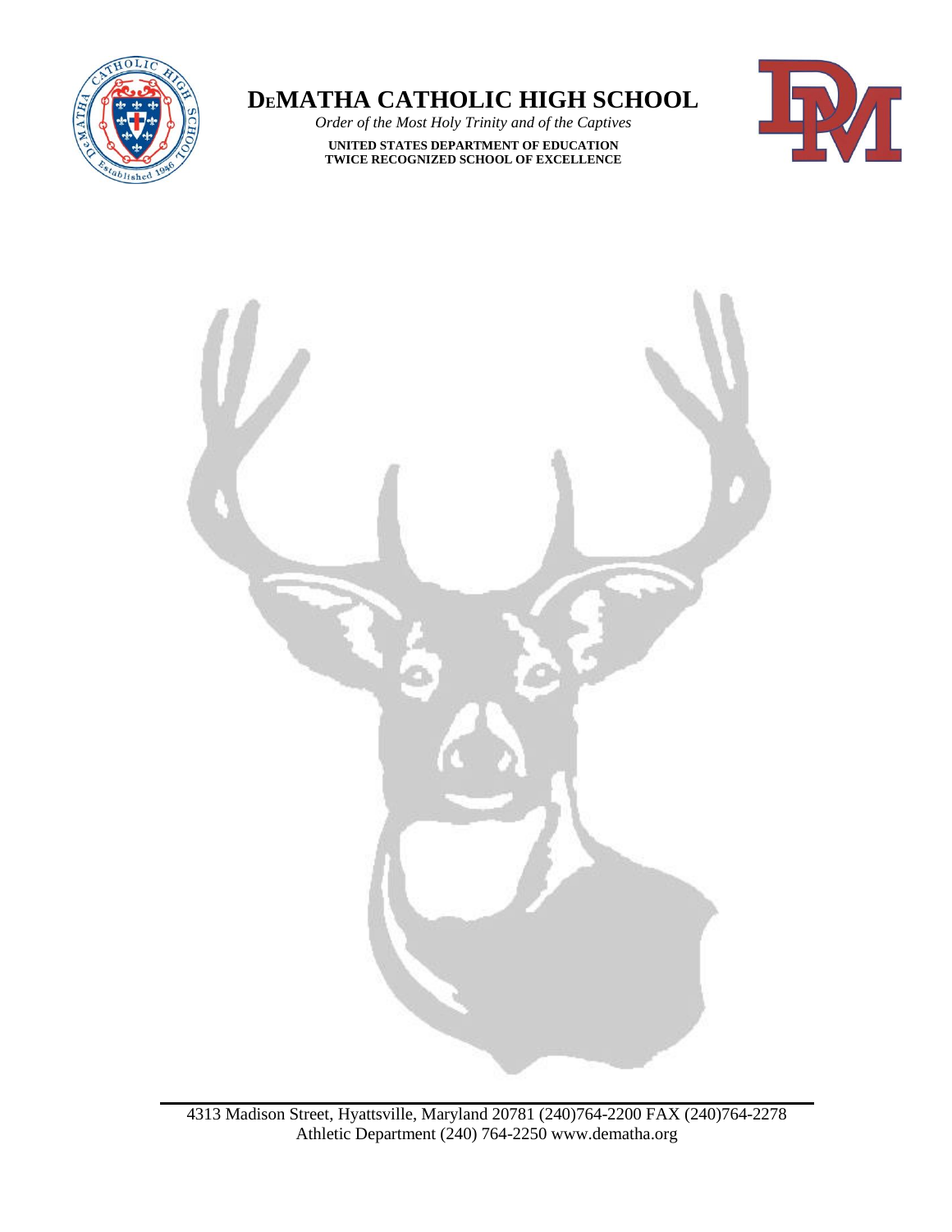# DEMATHA CATHOLIC HIGH SCHOOL

*Order of the Most Holy Trinity and of the Captives*

**UNITED STATES DEPARTMENT OF EDUCATION**
**TWICE RECOGNIZED SCHOOL OF EXCELLENCE**

4313 Madison Street, Hyattsville, Maryland 20781 (240)764-2200 FAX (240)764-2278
Athletic Department (240) 764-2250 www.dematha.org